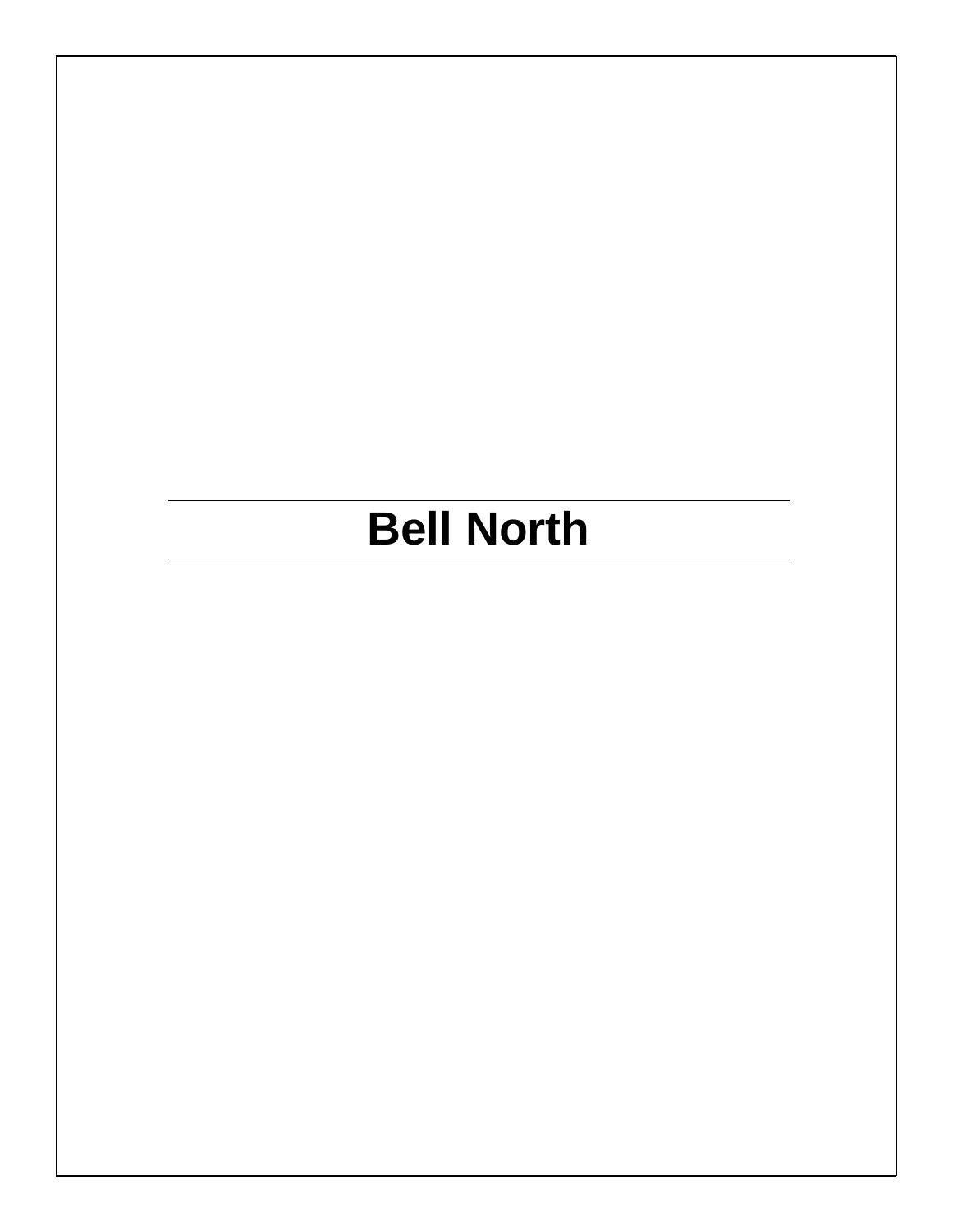# Bell North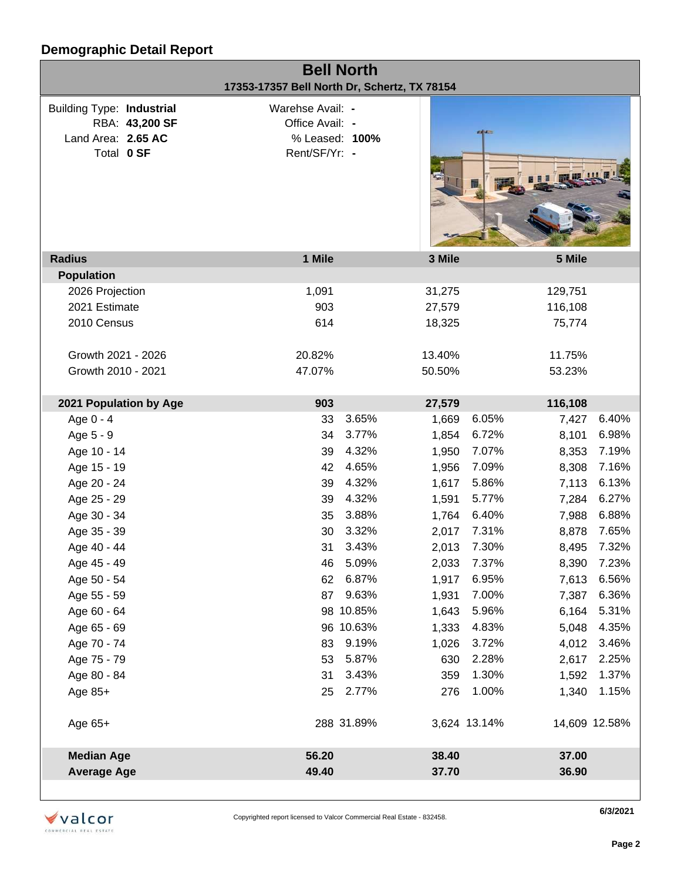## Demographic Detail Report

# Bell North

**17353-17357 Bell North Dr, Schertz, TX 78154**

| | | | |
|---|---|---|---|
| Building Type: | **Industrial** | Warehse Avail: | **-** |
| RBA: | **43,200 SF** | Office Avail: | **-** |
| Land Area: | **2.65 AC** | % Leased: | **100%** |
| Total | **0 SF** | Rent/SF/Yr: | **-** |

| Radius | 1 Mile | | 3 Mile | | 5 Mile | |
|---|---|---|---|---|---|---|
| **Population** | | | | | | |
| 2026 Projection | 1,091 | | 31,275 | | 129,751 | |
| 2021 Estimate | 903 | | 27,579 | | 116,108 | |
| 2010 Census | 614 | | 18,325 | | 75,774 | |
| Growth 2021 - 2026 | 20.82% | | 13.40% | | 11.75% | |
| Growth 2010 - 2021 | 47.07% | | 50.50% | | 53.23% | |
| **2021 Population by Age** | **903** | | **27,579** | | **116,108** | |
| Age 0 - 4 | 33 | 3.65% | 1,669 | 6.05% | 7,427 | 6.40% |
| Age 5 - 9 | 34 | 3.77% | 1,854 | 6.72% | 8,101 | 6.98% |
| Age 10 - 14 | 39 | 4.32% | 1,950 | 7.07% | 8,353 | 7.19% |
| Age 15 - 19 | 42 | 4.65% | 1,956 | 7.09% | 8,308 | 7.16% |
| Age 20 - 24 | 39 | 4.32% | 1,617 | 5.86% | 7,113 | 6.13% |
| Age 25 - 29 | 39 | 4.32% | 1,591 | 5.77% | 7,284 | 6.27% |
| Age 30 - 34 | 35 | 3.88% | 1,764 | 6.40% | 7,988 | 6.88% |
| Age 35 - 39 | 30 | 3.32% | 2,017 | 7.31% | 8,878 | 7.65% |
| Age 40 - 44 | 31 | 3.43% | 2,013 | 7.30% | 8,495 | 7.32% |
| Age 45 - 49 | 46 | 5.09% | 2,033 | 7.37% | 8,390 | 7.23% |
| Age 50 - 54 | 62 | 6.87% | 1,917 | 6.95% | 7,613 | 6.56% |
| Age 55 - 59 | 87 | 9.63% | 1,931 | 7.00% | 7,387 | 6.36% |
| Age 60 - 64 | 98 | 10.85% | 1,643 | 5.96% | 6,164 | 5.31% |
| Age 65 - 69 | 96 | 10.63% | 1,333 | 4.83% | 5,048 | 4.35% |
| Age 70 - 74 | 83 | 9.19% | 1,026 | 3.72% | 4,012 | 3.46% |
| Age 75 - 79 | 53 | 5.87% | 630 | 2.28% | 2,617 | 2.25% |
| Age 80 - 84 | 31 | 3.43% | 359 | 1.30% | 1,592 | 1.37% |
| Age 85+ | 25 | 2.77% | 276 | 1.00% | 1,340 | 1.15% |
| Age 65+ | 288 | 31.89% | 3,624 | 13.14% | 14,609 | 12.58% |
| **Median Age** | **56.20** | | **38.40** | | **37.00** | |
| **Average Age** | **49.40** | | **37.70** | | **36.90** | |

Copyrighted report licensed to Valcor Commercial Real Estate - 832458.

6/3/2021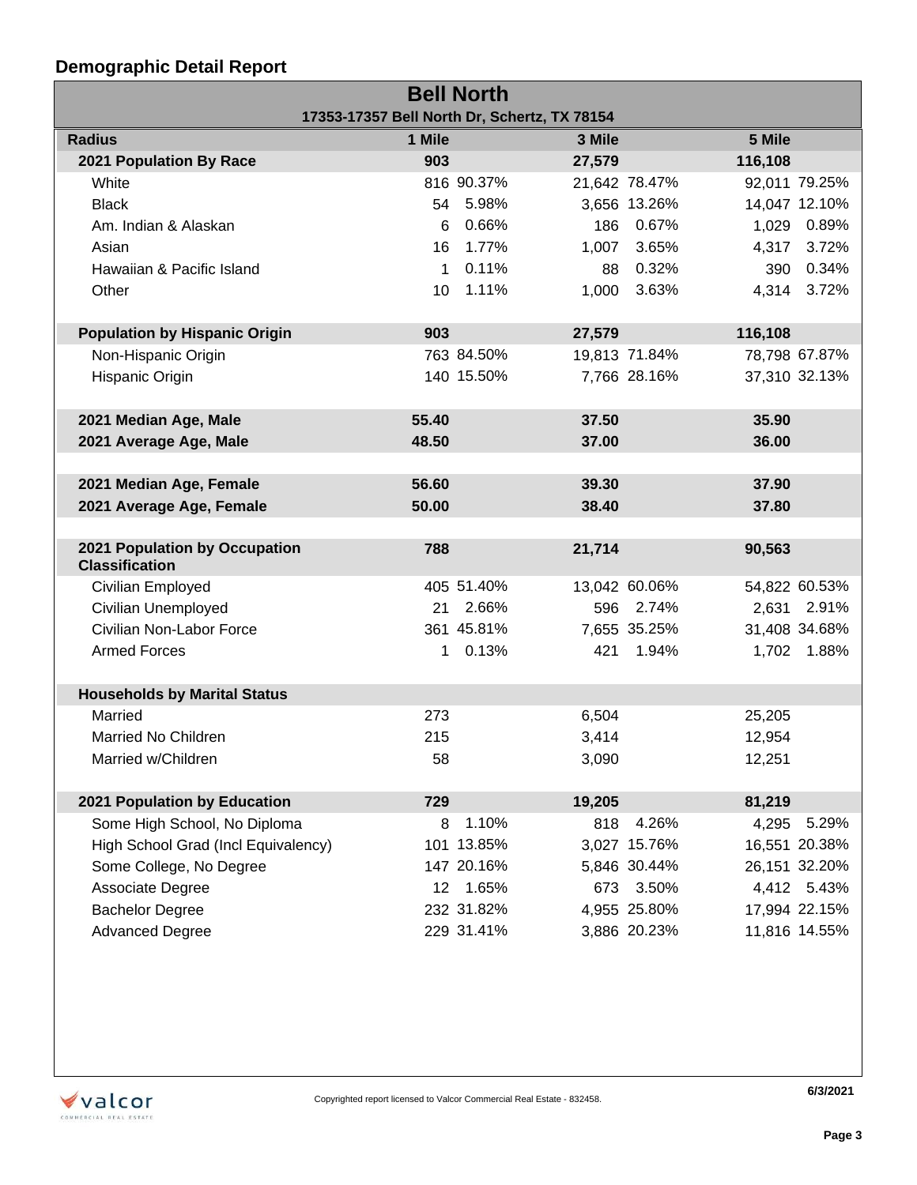## Demographic Detail Report

# Bell North

**17353-17357 Bell North Dr, Schertz, TX 78154**

| Radius | 1 Mile | | 3 Mile | | 5 Mile | |
|---|---|---|---|---|---|---|
| **2021 Population By Race** | **903** | | **27,579** | | **116,108** | |
| White | 816 | 90.37% | 21,642 | 78.47% | 92,011 | 79.25% |
| Black | 54 | 5.98% | 3,656 | 13.26% | 14,047 | 12.10% |
| Am. Indian & Alaskan | 6 | 0.66% | 186 | 0.67% | 1,029 | 0.89% |
| Asian | 16 | 1.77% | 1,007 | 3.65% | 4,317 | 3.72% |
| Hawaiian & Pacific Island | 1 | 0.11% | 88 | 0.32% | 390 | 0.34% |
| Other | 10 | 1.11% | 1,000 | 3.63% | 4,314 | 3.72% |
| **Population by Hispanic Origin** | **903** | | **27,579** | | **116,108** | |
| Non-Hispanic Origin | 763 | 84.50% | 19,813 | 71.84% | 78,798 | 67.87% |
| Hispanic Origin | 140 | 15.50% | 7,766 | 28.16% | 37,310 | 32.13% |
| **2021 Median Age, Male** | **55.40** | | **37.50** | | **35.90** | |
| **2021 Average Age, Male** | **48.50** | | **37.00** | | **36.00** | |
| **2021 Median Age, Female** | **56.60** | | **39.30** | | **37.90** | |
| **2021 Average Age, Female** | **50.00** | | **38.40** | | **37.80** | |
| **2021 Population by Occupation Classification** | **788** | | **21,714** | | **90,563** | |
| Civilian Employed | 405 | 51.40% | 13,042 | 60.06% | 54,822 | 60.53% |
| Civilian Unemployed | 21 | 2.66% | 596 | 2.74% | 2,631 | 2.91% |
| Civilian Non-Labor Force | 361 | 45.81% | 7,655 | 35.25% | 31,408 | 34.68% |
| Armed Forces | 1 | 0.13% | 421 | 1.94% | 1,702 | 1.88% |
| **Households by Marital Status** | | | | | | |
| Married | 273 | | 6,504 | | 25,205 | |
| Married No Children | 215 | | 3,414 | | 12,954 | |
| Married w/Children | 58 | | 3,090 | | 12,251 | |
| **2021 Population by Education** | **729** | | **19,205** | | **81,219** | |
| Some High School, No Diploma | 8 | 1.10% | 818 | 4.26% | 4,295 | 5.29% |
| High School Grad (Incl Equivalency) | 101 | 13.85% | 3,027 | 15.76% | 16,551 | 20.38% |
| Some College, No Degree | 147 | 20.16% | 5,846 | 30.44% | 26,151 | 32.20% |
| Associate Degree | 12 | 1.65% | 673 | 3.50% | 4,412 | 5.43% |
| Bachelor Degree | 232 | 31.82% | 4,955 | 25.80% | 17,994 | 22.15% |
| Advanced Degree | 229 | 31.41% | 3,886 | 20.23% | 11,816 | 14.55% |

Copyrighted report licensed to Valcor Commercial Real Estate - 832458.

6/3/2021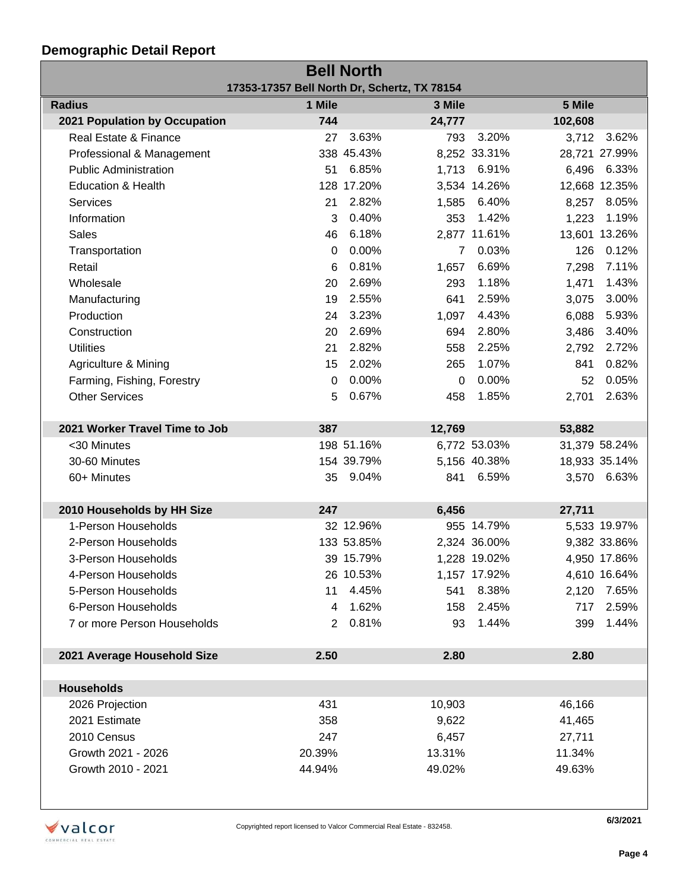## Demographic Detail Report

### Bell North

**17353-17357 Bell North Dr, Schertz, TX 78154**

| Radius | 1 Mile | | 3 Mile | | 5 Mile | |
|---|---|---|---|---|---|---|
| **2021 Population by Occupation** | **744** | | **24,777** | | **102,608** | |
| Real Estate & Finance | 27 | 3.63% | 793 | 3.20% | 3,712 | 3.62% |
| Professional & Management | 338 | 45.43% | 8,252 | 33.31% | 28,721 | 27.99% |
| Public Administration | 51 | 6.85% | 1,713 | 6.91% | 6,496 | 6.33% |
| Education & Health | 128 | 17.20% | 3,534 | 14.26% | 12,668 | 12.35% |
| Services | 21 | 2.82% | 1,585 | 6.40% | 8,257 | 8.05% |
| Information | 3 | 0.40% | 353 | 1.42% | 1,223 | 1.19% |
| Sales | 46 | 6.18% | 2,877 | 11.61% | 13,601 | 13.26% |
| Transportation | 0 | 0.00% | 7 | 0.03% | 126 | 0.12% |
| Retail | 6 | 0.81% | 1,657 | 6.69% | 7,298 | 7.11% |
| Wholesale | 20 | 2.69% | 293 | 1.18% | 1,471 | 1.43% |
| Manufacturing | 19 | 2.55% | 641 | 2.59% | 3,075 | 3.00% |
| Production | 24 | 3.23% | 1,097 | 4.43% | 6,088 | 5.93% |
| Construction | 20 | 2.69% | 694 | 2.80% | 3,486 | 3.40% |
| Utilities | 21 | 2.82% | 558 | 2.25% | 2,792 | 2.72% |
| Agriculture & Mining | 15 | 2.02% | 265 | 1.07% | 841 | 0.82% |
| Farming, Fishing, Forestry | 0 | 0.00% | 0 | 0.00% | 52 | 0.05% |
| Other Services | 5 | 0.67% | 458 | 1.85% | 2,701 | 2.63% |
| | | | | | | |
| **2021 Worker Travel Time to Job** | **387** | | **12,769** | | **53,882** | |
| <30 Minutes | 198 | 51.16% | 6,772 | 53.03% | 31,379 | 58.24% |
| 30-60 Minutes | 154 | 39.79% | 5,156 | 40.38% | 18,933 | 35.14% |
| 60+ Minutes | 35 | 9.04% | 841 | 6.59% | 3,570 | 6.63% |
| | | | | | | |
| **2010 Households by HH Size** | **247** | | **6,456** | | **27,711** | |
| 1-Person Households | 32 | 12.96% | 955 | 14.79% | 5,533 | 19.97% |
| 2-Person Households | 133 | 53.85% | 2,324 | 36.00% | 9,382 | 33.86% |
| 3-Person Households | 39 | 15.79% | 1,228 | 19.02% | 4,950 | 17.86% |
| 4-Person Households | 26 | 10.53% | 1,157 | 17.92% | 4,610 | 16.64% |
| 5-Person Households | 11 | 4.45% | 541 | 8.38% | 2,120 | 7.65% |
| 6-Person Households | 4 | 1.62% | 158 | 2.45% | 717 | 2.59% |
| 7 or more Person Households | 2 | 0.81% | 93 | 1.44% | 399 | 1.44% |
| | | | | | | |
| **2021 Average Household Size** | **2.50** | | **2.80** | | **2.80** | |
| | | | | | | |
| **Households** | | | | | | |
| 2026 Projection | 431 | | 10,903 | | 46,166 | |
| 2021 Estimate | 358 | | 9,622 | | 41,465 | |
| 2010 Census | 247 | | 6,457 | | 27,711 | |
| Growth 2021 - 2026 | 20.39% | | 13.31% | | 11.34% | |
| Growth 2010 - 2021 | 44.94% | | 49.02% | | 49.63% | |

Copyrighted report licensed to Valcor Commercial Real Estate - 832458.

6/3/2021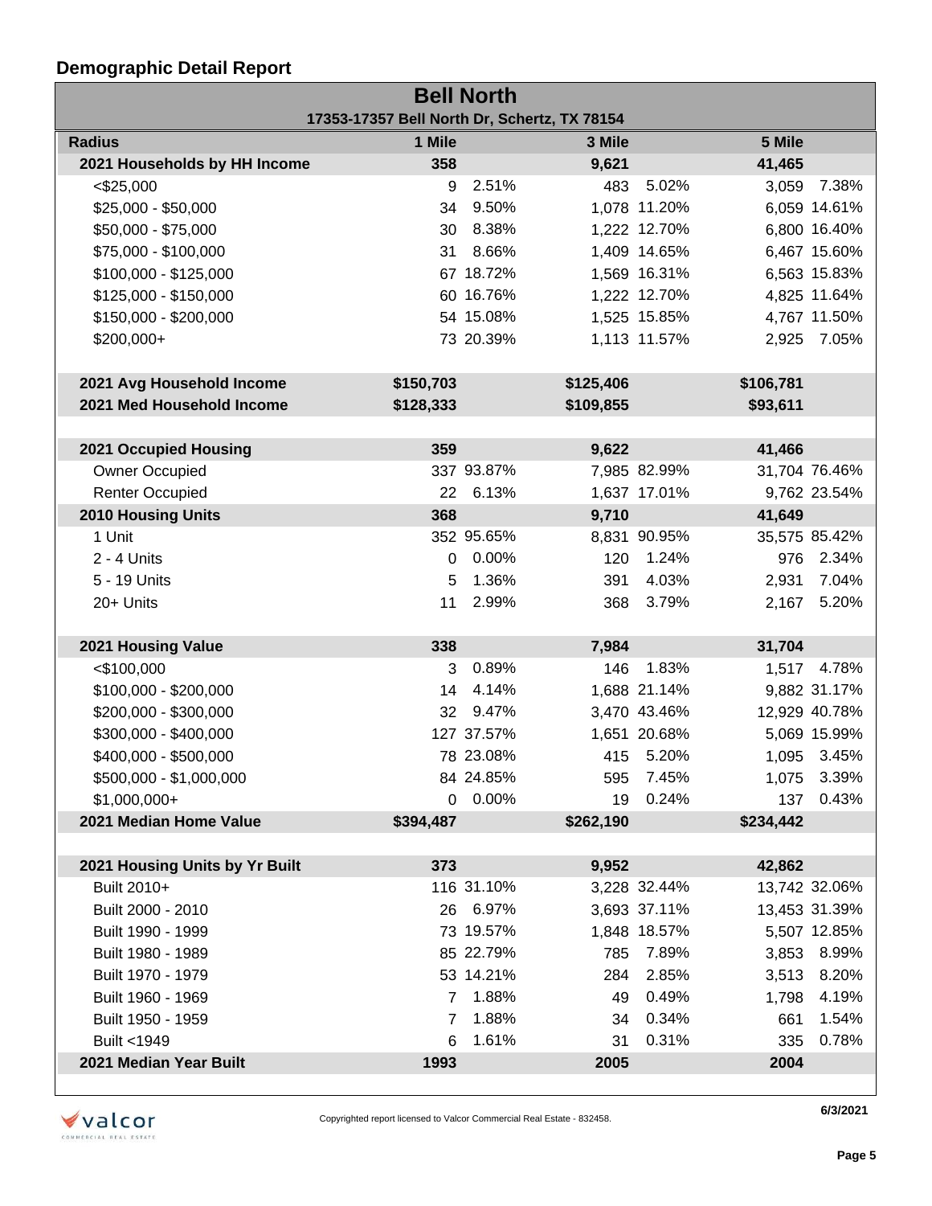## Demographic Detail Report

| Bell North<br>17353-17357 Bell North Dr, Schertz, TX 78154 | | | | | | |
|---|---|---|---|---|---|---|
| **Radius** | **1 Mile** | | **3 Mile** | | **5 Mile** | |
| **2021 Households by HH Income** | **358** | | **9,621** | | **41,465** | |
| <$25,000 | 9 | 2.51% | 483 | 5.02% | 3,059 | 7.38% |
| $25,000 - $50,000 | 34 | 9.50% | 1,078 | 11.20% | 6,059 | 14.61% |
| $50,000 - $75,000 | 30 | 8.38% | 1,222 | 12.70% | 6,800 | 16.40% |
| $75,000 - $100,000 | 31 | 8.66% | 1,409 | 14.65% | 6,467 | 15.60% |
| $100,000 - $125,000 | 67 | 18.72% | 1,569 | 16.31% | 6,563 | 15.83% |
| $125,000 - $150,000 | 60 | 16.76% | 1,222 | 12.70% | 4,825 | 11.64% |
| $150,000 - $200,000 | 54 | 15.08% | 1,525 | 15.85% | 4,767 | 11.50% |
| $200,000+ | 73 | 20.39% | 1,113 | 11.57% | 2,925 | 7.05% |
| | | | | | | |
| **2021 Avg Household Income** | **$150,703** | | **$125,406** | | **$106,781** | |
| **2021 Med Household Income** | **$128,333** | | **$109,855** | | **$93,611** | |
| | | | | | | |
| **2021 Occupied Housing** | **359** | | **9,622** | | **41,466** | |
| Owner Occupied | 337 | 93.87% | 7,985 | 82.99% | 31,704 | 76.46% |
| Renter Occupied | 22 | 6.13% | 1,637 | 17.01% | 9,762 | 23.54% |
| **2010 Housing Units** | **368** | | **9,710** | | **41,649** | |
| 1 Unit | 352 | 95.65% | 8,831 | 90.95% | 35,575 | 85.42% |
| 2 - 4 Units | 0 | 0.00% | 120 | 1.24% | 976 | 2.34% |
| 5 - 19 Units | 5 | 1.36% | 391 | 4.03% | 2,931 | 7.04% |
| 20+ Units | 11 | 2.99% | 368 | 3.79% | 2,167 | 5.20% |
| | | | | | | |
| **2021 Housing Value** | **338** | | **7,984** | | **31,704** | |
| <$100,000 | 3 | 0.89% | 146 | 1.83% | 1,517 | 4.78% |
| $100,000 - $200,000 | 14 | 4.14% | 1,688 | 21.14% | 9,882 | 31.17% |
| $200,000 - $300,000 | 32 | 9.47% | 3,470 | 43.46% | 12,929 | 40.78% |
| $300,000 - $400,000 | 127 | 37.57% | 1,651 | 20.68% | 5,069 | 15.99% |
| $400,000 - $500,000 | 78 | 23.08% | 415 | 5.20% | 1,095 | 3.45% |
| $500,000 - $1,000,000 | 84 | 24.85% | 595 | 7.45% | 1,075 | 3.39% |
| $1,000,000+ | 0 | 0.00% | 19 | 0.24% | 137 | 0.43% |
| **2021 Median Home Value** | **$394,487** | | **$262,190** | | **$234,442** | |
| | | | | | | |
| **2021 Housing Units by Yr Built** | **373** | | **9,952** | | **42,862** | |
| Built 2010+ | 116 | 31.10% | 3,228 | 32.44% | 13,742 | 32.06% |
| Built 2000 - 2010 | 26 | 6.97% | 3,693 | 37.11% | 13,453 | 31.39% |
| Built 1990 - 1999 | 73 | 19.57% | 1,848 | 18.57% | 5,507 | 12.85% |
| Built 1980 - 1989 | 85 | 22.79% | 785 | 7.89% | 3,853 | 8.99% |
| Built 1970 - 1979 | 53 | 14.21% | 284 | 2.85% | 3,513 | 8.20% |
| Built 1960 - 1969 | 7 | 1.88% | 49 | 0.49% | 1,798 | 4.19% |
| Built 1950 - 1959 | 7 | 1.88% | 34 | 0.34% | 661 | 1.54% |
| Built <1949 | 6 | 1.61% | 31 | 0.31% | 335 | 0.78% |
| **2021 Median Year Built** | **1993** | | **2005** | | **2004** | |

valcor COMMERCIAL REAL ESTATE

Copyrighted report licensed to Valcor Commercial Real Estate - 832458.

6/3/2021